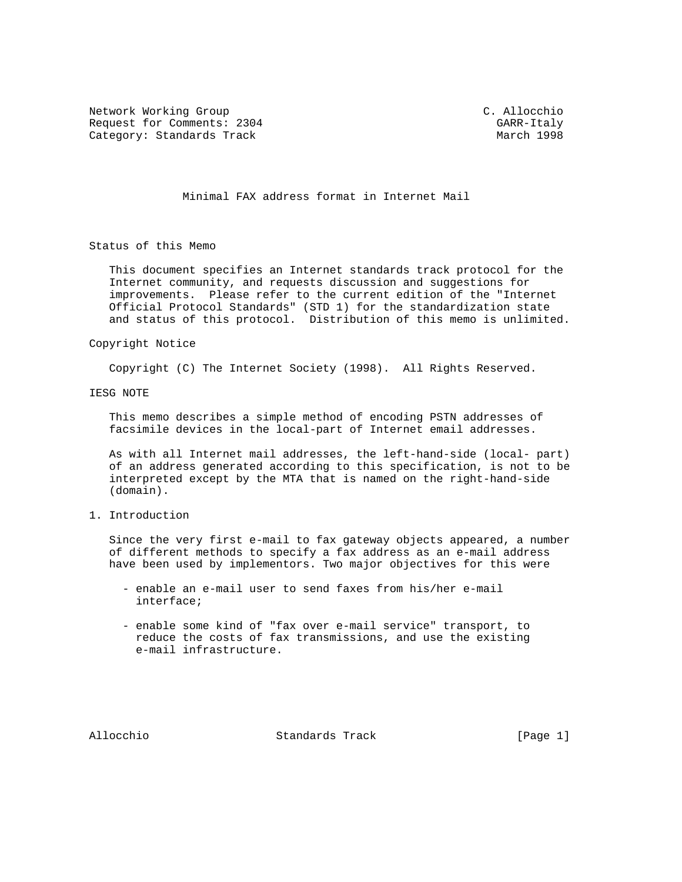Network Working Group C. Allocchio
Request for Comments: 2304 GARR-Italy
Category: Standards Track March 1998

# Minimal FAX address format in Internet Mail

## Status of this Memo

This document specifies an Internet standards track protocol for the Internet community, and requests discussion and suggestions for improvements. Please refer to the current edition of the "Internet Official Protocol Standards" (STD 1) for the standardization state and status of this protocol. Distribution of this memo is unlimited.

## Copyright Notice

Copyright (C) The Internet Society (1998). All Rights Reserved.

## IESG NOTE

This memo describes a simple method of encoding PSTN addresses of facsimile devices in the local-part of Internet email addresses.

As with all Internet mail addresses, the left-hand-side (local- part) of an address generated according to this specification, is not to be interpreted except by the MTA that is named on the right-hand-side (domain).

## 1. Introduction

Since the very first e-mail to fax gateway objects appeared, a number of different methods to specify a fax address as an e-mail address have been used by implementors. Two major objectives for this were

- enable an e-mail user to send faxes from his/her e-mail interface;
- enable some kind of "fax over e-mail service" transport, to reduce the costs of fax transmissions, and use the existing e-mail infrastructure.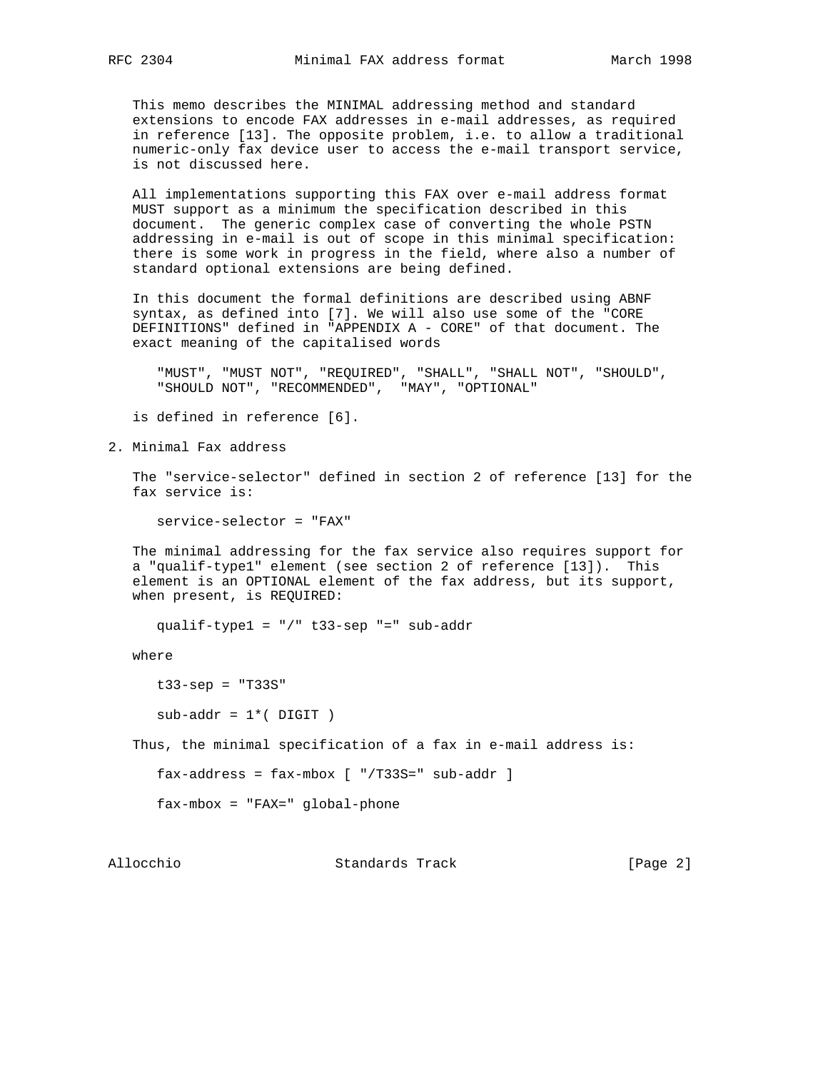This memo describes the MINIMAL addressing method and standard extensions to encode FAX addresses in e-mail addresses, as required in reference [13]. The opposite problem, i.e. to allow a traditional numeric-only fax device user to access the e-mail transport service, is not discussed here.

All implementations supporting this FAX over e-mail address format MUST support as a minimum the specification described in this document. The generic complex case of converting the whole PSTN addressing in e-mail is out of scope in this minimal specification: there is some work in progress in the field, where also a number of standard optional extensions are being defined.

In this document the formal definitions are described using ABNF syntax, as defined into [7]. We will also use some of the "CORE DEFINITIONS" defined in "APPENDIX A - CORE" of that document. The exact meaning of the capitalised words

   "MUST", "MUST NOT", "REQUIRED", "SHALL", "SHALL NOT", "SHOULD",
   "SHOULD NOT", "RECOMMENDED", "MAY", "OPTIONAL"

is defined in reference [6].

## 2. Minimal Fax address

The "service-selector" defined in section 2 of reference [13] for the fax service is:

```
service-selector = "FAX"
```

The minimal addressing for the fax service also requires support for a "qualif-type1" element (see section 2 of reference [13]). This element is an OPTIONAL element of the fax address, but its support, when present, is REQUIRED:

```
qualif-type1 = "/" t33-sep "=" sub-addr
```

where

```
t33-sep = "T33S"

sub-addr = 1*( DIGIT )
```

Thus, the minimal specification of a fax in e-mail address is:

```
fax-address = fax-mbox [ "/T33S=" sub-addr ]

fax-mbox = "FAX=" global-phone
```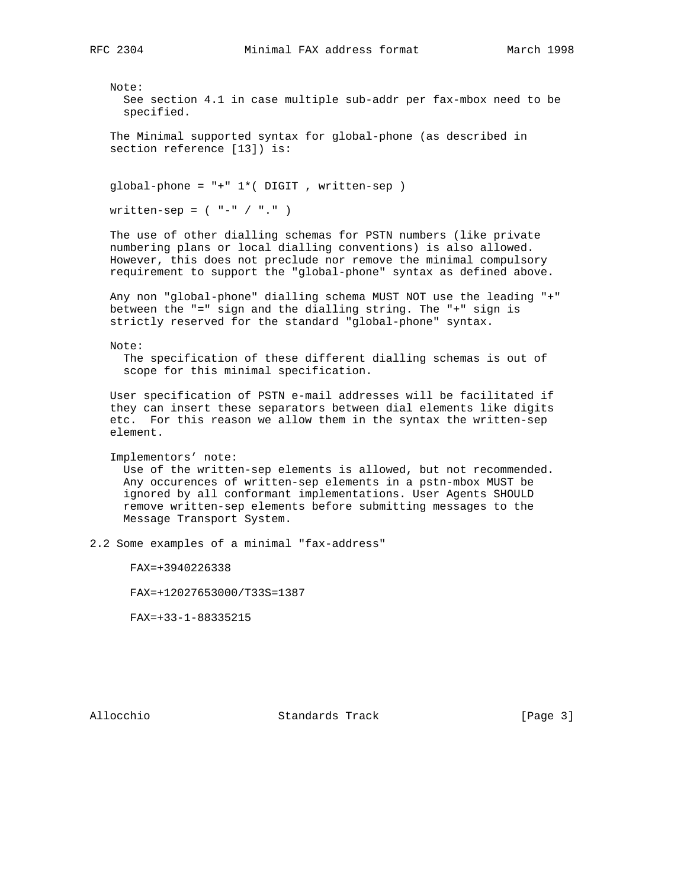Note:
See section 4.1 in case multiple sub-addr per fax-mbox need to be specified.

The Minimal supported syntax for global-phone (as described in section reference [13]) is:

```
global-phone = "+" 1*( DIGIT , written-sep )

written-sep = ( "-" / "." )
```

The use of other dialling schemas for PSTN numbers (like private numbering plans or local dialling conventions) is also allowed. However, this does not preclude nor remove the minimal compulsory requirement to support the "global-phone" syntax as defined above.

Any non "global-phone" dialling schema MUST NOT use the leading "+" between the "=" sign and the dialling string. The "+" sign is strictly reserved for the standard "global-phone" syntax.

Note:
The specification of these different dialling schemas is out of scope for this minimal specification.

User specification of PSTN e-mail addresses will be facilitated if they can insert these separators between dial elements like digits etc. For this reason we allow them in the syntax the written-sep element.

Implementors' note:
Use of the written-sep elements is allowed, but not recommended. Any occurences of written-sep elements in a pstn-mbox MUST be ignored by all conformant implementations. User Agents SHOULD remove written-sep elements before submitting messages to the Message Transport System.

## 2.2 Some examples of a minimal "fax-address"

```
FAX=+3940226338

FAX=+12027653000/T33S=1387

FAX=+33-1-88335215
```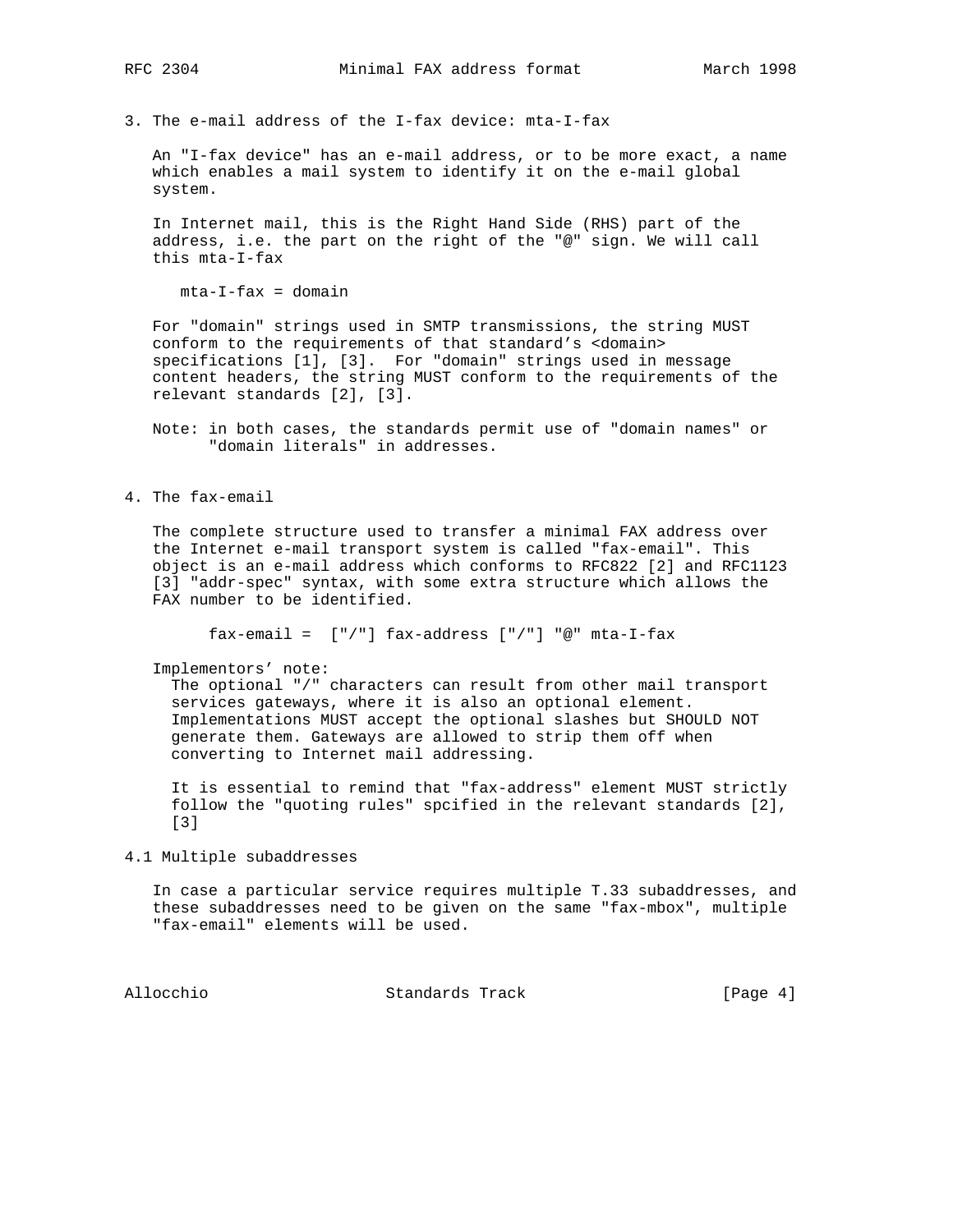## 3. The e-mail address of the I-fax device: mta-I-fax

An "I-fax device" has an e-mail address, or to be more exact, a name which enables a mail system to identify it on the e-mail global system.

In Internet mail, this is the Right Hand Side (RHS) part of the address, i.e. the part on the right of the "@" sign. We will call this mta-I-fax

```
mta-I-fax = domain
```

For "domain" strings used in SMTP transmissions, the string MUST conform to the requirements of that standard’s <domain> specifications [1], [3]. For "domain" strings used in message content headers, the string MUST conform to the requirements of the relevant standards [2], [3].

Note: in both cases, the standards permit use of "domain names" or "domain literals" in addresses.

## 4. The fax-email

The complete structure used to transfer a minimal FAX address over the Internet e-mail transport system is called "fax-email". This object is an e-mail address which conforms to RFC822 [2] and RFC1123 [3] "addr-spec" syntax, with some extra structure which allows the FAX number to be identified.

```
fax-email =  ["/"] fax-address ["/"] "@" mta-I-fax
```

Implementors’ note:

The optional "/" characters can result from other mail transport services gateways, where it is also an optional element. Implementations MUST accept the optional slashes but SHOULD NOT generate them. Gateways are allowed to strip them off when converting to Internet mail addressing.

It is essential to remind that "fax-address" element MUST strictly follow the "quoting rules" spcified in the relevant standards [2], [3]

### 4.1 Multiple subaddresses

In case a particular service requires multiple T.33 subaddresses, and these subaddresses need to be given on the same "fax-mbox", multiple "fax-email" elements will be used.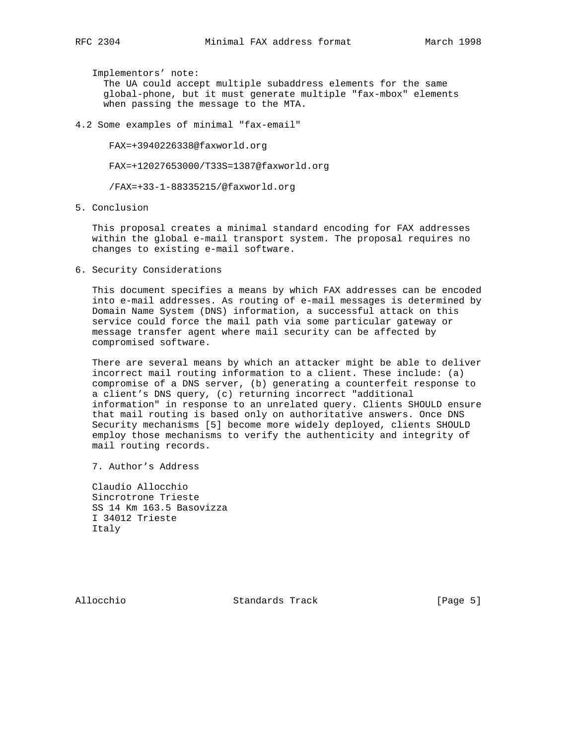Implementors' note:
The UA could accept multiple subaddress elements for the same global-phone, but it must generate multiple "fax-mbox" elements when passing the message to the MTA.

## 4.2 Some examples of minimal "fax-email"

```
FAX=+3940226338@faxworld.org

FAX=+12027653000/T33S=1387@faxworld.org

/FAX=+33-1-88335215/@faxworld.org
```

## 5. Conclusion

This proposal creates a minimal standard encoding for FAX addresses within the global e-mail transport system. The proposal requires no changes to existing e-mail software.

## 6. Security Considerations

This document specifies a means by which FAX addresses can be encoded into e-mail addresses. As routing of e-mail messages is determined by Domain Name System (DNS) information, a successful attack on this service could force the mail path via some particular gateway or message transfer agent where mail security can be affected by compromised software.

There are several means by which an attacker might be able to deliver incorrect mail routing information to a client. These include: (a) compromise of a DNS server, (b) generating a counterfeit response to a client's DNS query, (c) returning incorrect "additional information" in response to an unrelated query. Clients SHOULD ensure that mail routing is based only on authoritative answers. Once DNS Security mechanisms [5] become more widely deployed, clients SHOULD employ those mechanisms to verify the authenticity and integrity of mail routing records.

## 7. Author's Address

Claudio Allocchio
Sincrotrone Trieste
SS 14 Km 163.5 Basovizza
I 34012 Trieste
Italy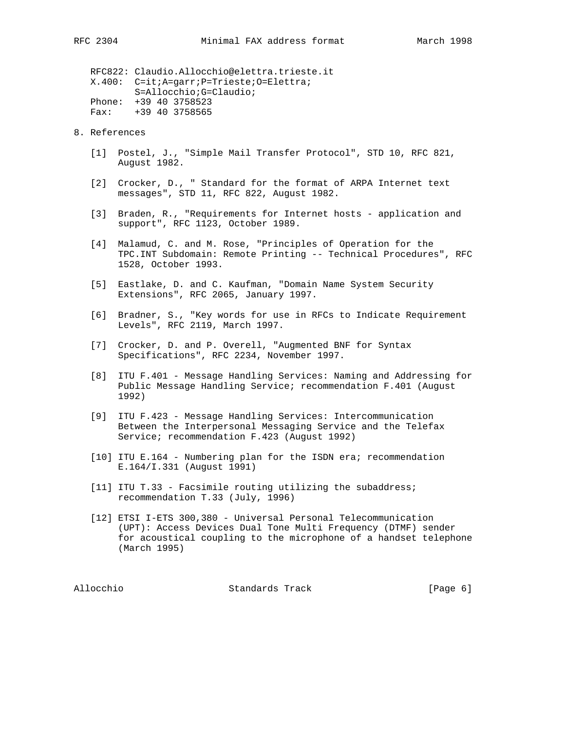RFC822: Claudio.Allocchio@elettra.trieste.it
X.400: C=it;A=garr;P=Trieste;O=Elettra;
S=Allocchio;G=Claudio;
Phone: +39 40 3758523
Fax: +39 40 3758565

## 8. References

[1] Postel, J., "Simple Mail Transfer Protocol", STD 10, RFC 821, August 1982.

[2] Crocker, D., " Standard for the format of ARPA Internet text messages", STD 11, RFC 822, August 1982.

[3] Braden, R., "Requirements for Internet hosts - application and support", RFC 1123, October 1989.

[4] Malamud, C. and M. Rose, "Principles of Operation for the TPC.INT Subdomain: Remote Printing -- Technical Procedures", RFC 1528, October 1993.

[5] Eastlake, D. and C. Kaufman, "Domain Name System Security Extensions", RFC 2065, January 1997.

[6] Bradner, S., "Key words for use in RFCs to Indicate Requirement Levels", RFC 2119, March 1997.

[7] Crocker, D. and P. Overell, "Augmented BNF for Syntax Specifications", RFC 2234, November 1997.

[8] ITU F.401 - Message Handling Services: Naming and Addressing for Public Message Handling Service; recommendation F.401 (August 1992)

[9] ITU F.423 - Message Handling Services: Intercommunication Between the Interpersonal Messaging Service and the Telefax Service; recommendation F.423 (August 1992)

[10] ITU E.164 - Numbering plan for the ISDN era; recommendation E.164/I.331 (August 1991)

[11] ITU T.33 - Facsimile routing utilizing the subaddress; recommendation T.33 (July, 1996)

[12] ETSI I-ETS 300,380 - Universal Personal Telecommunication (UPT): Access Devices Dual Tone Multi Frequency (DTMF) sender for acoustical coupling to the microphone of a handset telephone (March 1995)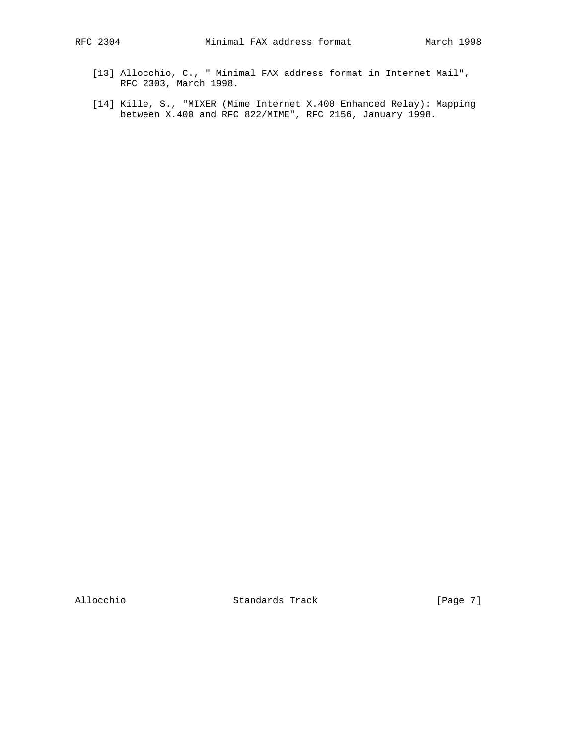[13] Allocchio, C., " Minimal FAX address format in Internet Mail", RFC 2303, March 1998.

[14] Kille, S., "MIXER (Mime Internet X.400 Enhanced Relay): Mapping between X.400 and RFC 822/MIME", RFC 2156, January 1998.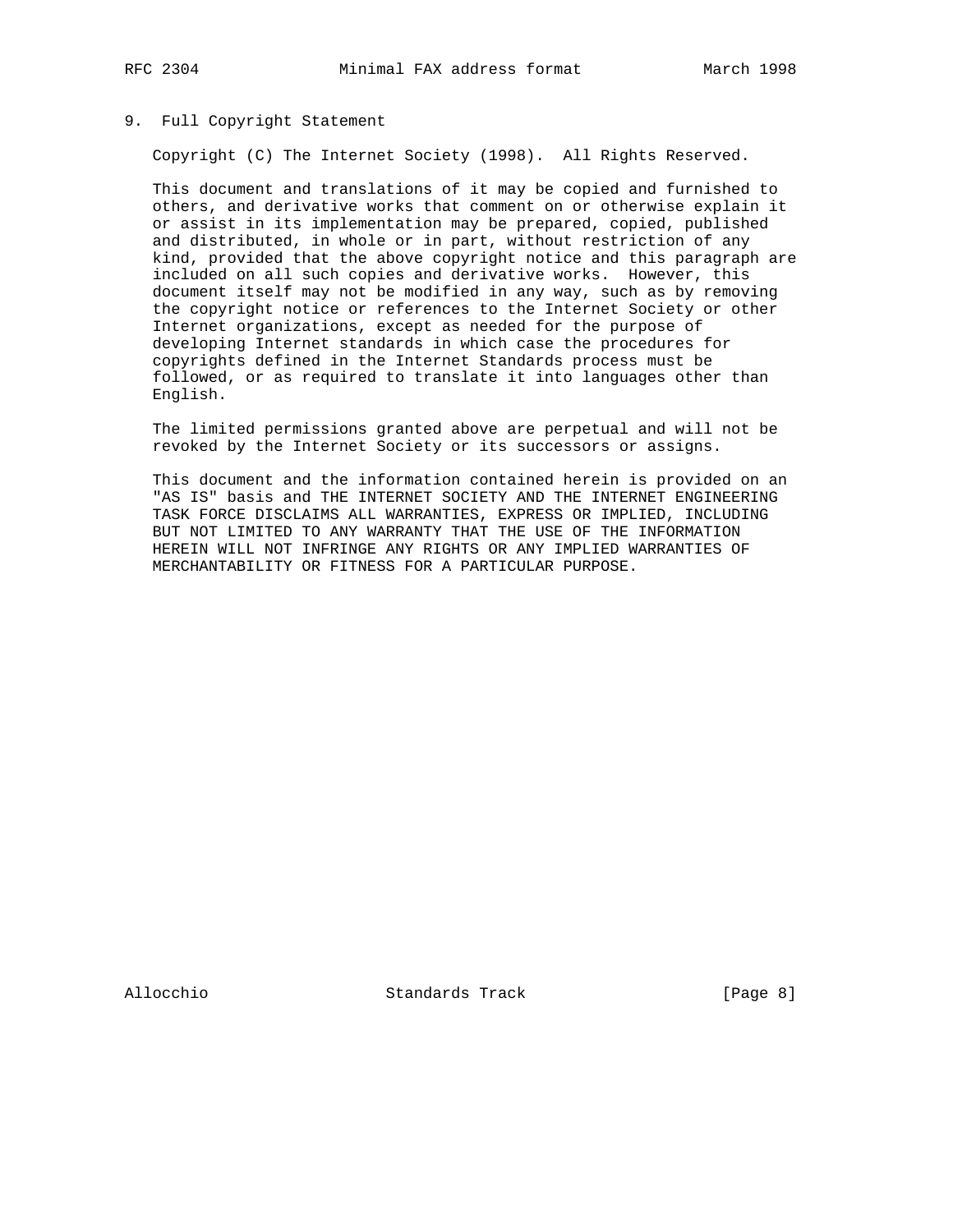## 9. Full Copyright Statement

Copyright (C) The Internet Society (1998). All Rights Reserved.

This document and translations of it may be copied and furnished to others, and derivative works that comment on or otherwise explain it or assist in its implementation may be prepared, copied, published and distributed, in whole or in part, without restriction of any kind, provided that the above copyright notice and this paragraph are included on all such copies and derivative works. However, this document itself may not be modified in any way, such as by removing the copyright notice or references to the Internet Society or other Internet organizations, except as needed for the purpose of developing Internet standards in which case the procedures for copyrights defined in the Internet Standards process must be followed, or as required to translate it into languages other than English.

The limited permissions granted above are perpetual and will not be revoked by the Internet Society or its successors or assigns.

This document and the information contained herein is provided on an "AS IS" basis and THE INTERNET SOCIETY AND THE INTERNET ENGINEERING TASK FORCE DISCLAIMS ALL WARRANTIES, EXPRESS OR IMPLIED, INCLUDING BUT NOT LIMITED TO ANY WARRANTY THAT THE USE OF THE INFORMATION HEREIN WILL NOT INFRINGE ANY RIGHTS OR ANY IMPLIED WARRANTIES OF MERCHANTABILITY OR FITNESS FOR A PARTICULAR PURPOSE.